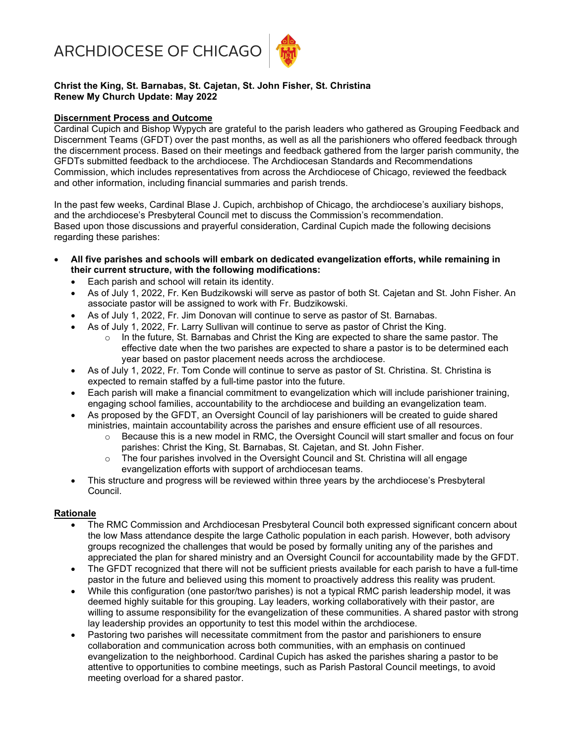# ARCHDIOCESE OF CHICAGO

**Christ the King, St. Barnabas, St. Cajetan, St. John Fisher, St. Christina**
**Renew My Church Update: May 2022**

## Discernment Process and Outcome

Cardinal Cupich and Bishop Wypych are grateful to the parish leaders who gathered as Grouping Feedback and Discernment Teams (GFDT) over the past months, as well as all the parishioners who offered feedback through the discernment process. Based on their meetings and feedback gathered from the larger parish community, the GFDTs submitted feedback to the archdiocese. The Archdiocesan Standards and Recommendations Commission, which includes representatives from across the Archdiocese of Chicago, reviewed the feedback and other information, including financial summaries and parish trends.

In the past few weeks, Cardinal Blase J. Cupich, archbishop of Chicago, the archdiocese's auxiliary bishops, and the archdiocese's Presbyteral Council met to discuss the Commission's recommendation. Based upon those discussions and prayerful consideration, Cardinal Cupich made the following decisions regarding these parishes:

- **All five parishes and schools will embark on dedicated evangelization efforts, while remaining in their current structure, with the following modifications:**
  - Each parish and school will retain its identity.
  - As of July 1, 2022, Fr. Ken Budzikowski will serve as pastor of both St. Cajetan and St. John Fisher. An associate pastor will be assigned to work with Fr. Budzikowski.
  - As of July 1, 2022, Fr. Jim Donovan will continue to serve as pastor of St. Barnabas.
  - As of July 1, 2022, Fr. Larry Sullivan will continue to serve as pastor of Christ the King.
    - In the future, St. Barnabas and Christ the King are expected to share the same pastor. The effective date when the two parishes are expected to share a pastor is to be determined each year based on pastor placement needs across the archdiocese.
  - As of July 1, 2022, Fr. Tom Conde will continue to serve as pastor of St. Christina. St. Christina is expected to remain staffed by a full-time pastor into the future.
  - Each parish will make a financial commitment to evangelization which will include parishioner training, engaging school families, accountability to the archdiocese and building an evangelization team.
  - As proposed by the GFDT, an Oversight Council of lay parishioners will be created to guide shared ministries, maintain accountability across the parishes and ensure efficient use of all resources.
    - Because this is a new model in RMC, the Oversight Council will start smaller and focus on four parishes: Christ the King, St. Barnabas, St. Cajetan, St. John Fisher.
    - The four parishes involved in the Oversight Council and St. Christina will all engage evangelization efforts with support of archdiocesan teams.
  - This structure and progress will be reviewed within three years by the archdiocese's Presbyteral Council.

## Rationale

- The RMC Commission and Archdiocesan Presbyteral Council both expressed significant concern about the low Mass attendance despite the large Catholic population in each parish. However, both advisory groups recognized the challenges that would be posed by formally uniting any of the parishes and appreciated the plan for shared ministry and an Oversight Council for accountability made by the GFDT.
- The GFDT recognized that there will not be sufficient priests available for each parish to have a full-time pastor in the future and believed using this moment to proactively address this reality was prudent.
- While this configuration (one pastor/two parishes) is not a typical RMC parish leadership model, it was deemed highly suitable for this grouping. Lay leaders, working collaboratively with their pastor, are willing to assume responsibility for the evangelization of these communities. A shared pastor with strong lay leadership provides an opportunity to test this model within the archdiocese.
- Pastoring two parishes will necessitate commitment from the pastor and parishioners to ensure collaboration and communication across both communities, with an emphasis on continued evangelization to the neighborhood. Cardinal Cupich has asked the parishes sharing a pastor to be attentive to opportunities to combine meetings, such as Parish Pastoral Council meetings, to avoid meeting overload for a shared pastor.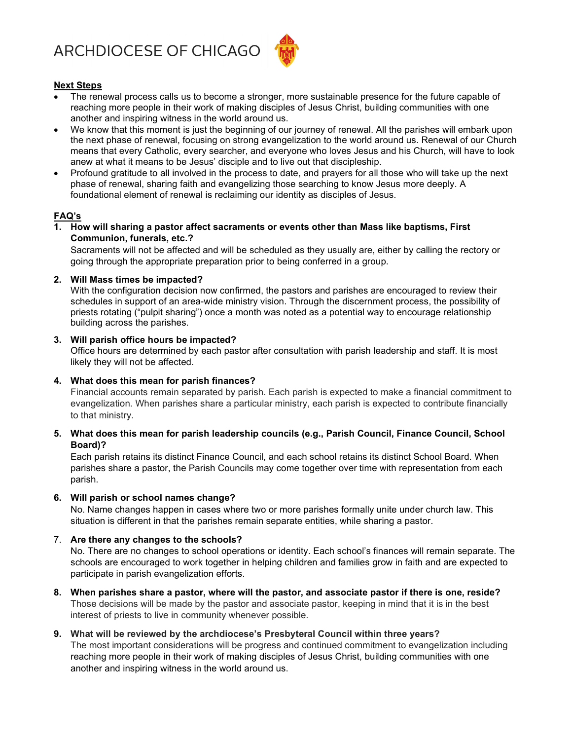ARCHDIOCESE OF CHICAGO

**Next Steps**

- The renewal process calls us to become a stronger, more sustainable presence for the future capable of reaching more people in their work of making disciples of Jesus Christ, building communities with one another and inspiring witness in the world around us.
- We know that this moment is just the beginning of our journey of renewal. All the parishes will embark upon the next phase of renewal, focusing on strong evangelization to the world around us. Renewal of our Church means that every Catholic, every searcher, and everyone who loves Jesus and his Church, will have to look anew at what it means to be Jesus' disciple and to live out that discipleship.
- Profound gratitude to all involved in the process to date, and prayers for all those who will take up the next phase of renewal, sharing faith and evangelizing those searching to know Jesus more deeply. A foundational element of renewal is reclaiming our identity as disciples of Jesus.

**FAQ's**

1. **How will sharing a pastor affect sacraments or events other than Mass like baptisms, First Communion, funerals, etc.?**
   Sacraments will not be affected and will be scheduled as they usually are, either by calling the rectory or going through the appropriate preparation prior to being conferred in a group.

2. **Will Mass times be impacted?**
   With the configuration decision now confirmed, the pastors and parishes are encouraged to review their schedules in support of an area-wide ministry vision. Through the discernment process, the possibility of priests rotating ("pulpit sharing") once a month was noted as a potential way to encourage relationship building across the parishes.

3. **Will parish office hours be impacted?**
   Office hours are determined by each pastor after consultation with parish leadership and staff. It is most likely they will not be affected.

4. **What does this mean for parish finances?**
   Financial accounts remain separated by parish. Each parish is expected to make a financial commitment to evangelization. When parishes share a particular ministry, each parish is expected to contribute financially to that ministry.

5. **What does this mean for parish leadership councils (e.g., Parish Council, Finance Council, School Board)?**
   Each parish retains its distinct Finance Council, and each school retains its distinct School Board. When parishes share a pastor, the Parish Councils may come together over time with representation from each parish.

6. **Will parish or school names change?**
   No. Name changes happen in cases where two or more parishes formally unite under church law. This situation is different in that the parishes remain separate entities, while sharing a pastor.

7. **Are there any changes to the schools?**
   No. There are no changes to school operations or identity. Each school's finances will remain separate. The schools are encouraged to work together in helping children and families grow in faith and are expected to participate in parish evangelization efforts.

8. **When parishes share a pastor, where will the pastor, and associate pastor if there is one, reside?**
   Those decisions will be made by the pastor and associate pastor, keeping in mind that it is in the best interest of priests to live in community whenever possible.

9. **What will be reviewed by the archdiocese's Presbyteral Council within three years?**
   The most important considerations will be progress and continued commitment to evangelization including reaching more people in their work of making disciples of Jesus Christ, building communities with one another and inspiring witness in the world around us.